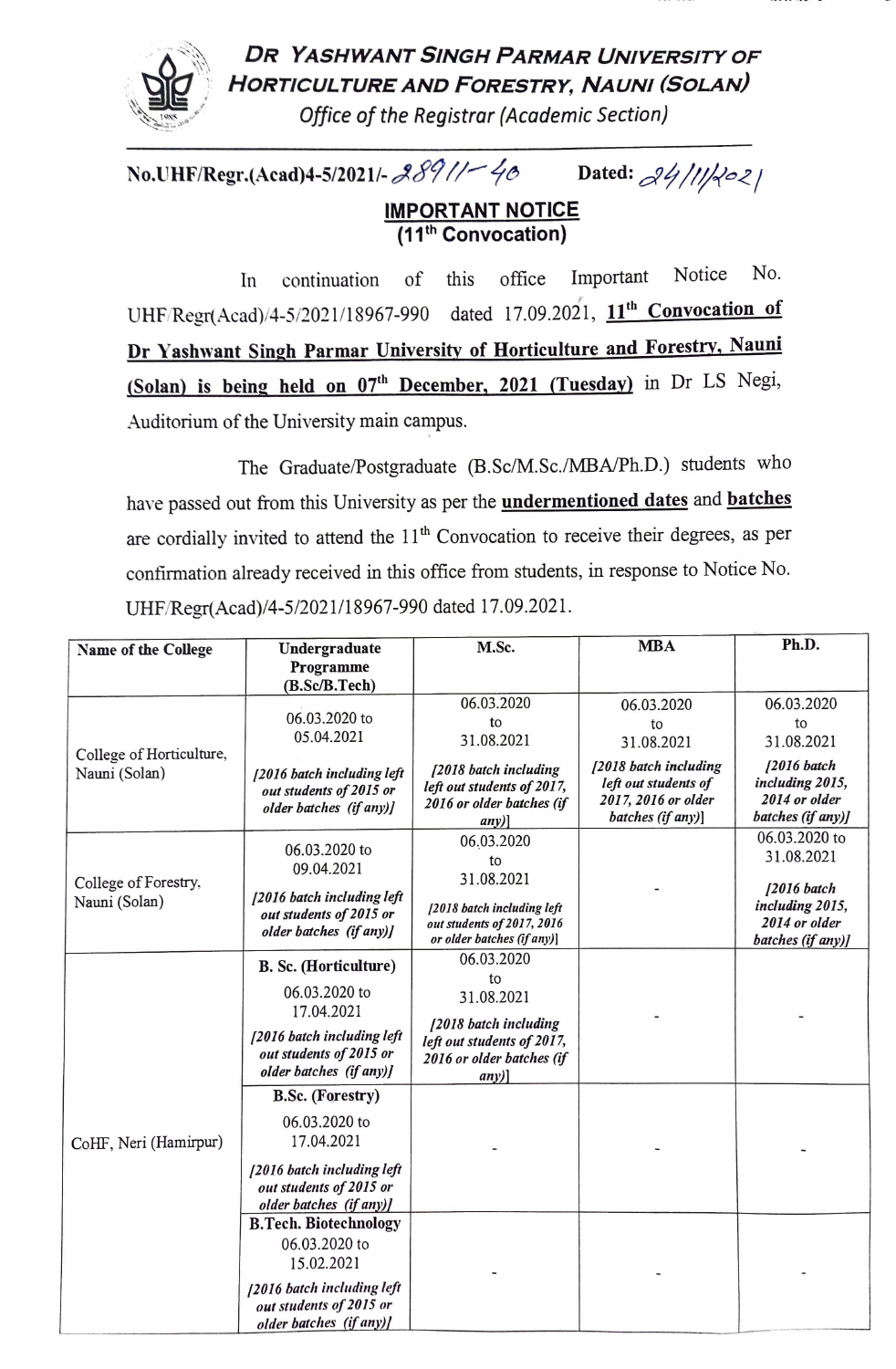## DR YASHWANT SINGH PARMAR UNIVERSITY OF HORTICULTURE AND FORESTRY, NAUNI (SOLAN)

*Office of the Registrar (Academic Section)*

**No.UHF/Regr.(Acad)4-5/2021/- 28911-40** **Dated: 24/11/2021**

**IMPORTANT NOTICE**
**(11th Convocation)**

In continuation of this office Important Notice No. UHF/Regr(Acad)/4-5/2021/18967-990 dated 17.09.2021, **11th Convocation of Dr Yashwant Singh Parmar University of Horticulture and Forestry, Nauni (Solan) is being held on 07th December, 2021 (Tuesday)** in Dr LS Negi, Auditorium of the University main campus.

The Graduate/Postgraduate (B.Sc/M.Sc./MBA/Ph.D.) students who have passed out from this University as per the **undermentioned dates** and **batches** are cordially invited to attend the 11th Convocation to receive their degrees, as per confirmation already received in this office from students, in response to Notice No. UHF/Regr(Acad)/4-5/2021/18967-990 dated 17.09.2021.

| Name of the College | Undergraduate Programme (B.Sc/B.Tech) | M.Sc. | MBA | Ph.D. |
|---|---|---|---|---|
| College of Horticulture, Nauni (Solan) | 06.03.2020 to 05.04.2021 *[2016 batch including left out students of 2015 or older batches (if any)]* | 06.03.2020 to 31.08.2021 *[2018 batch including left out students of 2017, 2016 or older batches (if any)]* | 06.03.2020 to 31.08.2021 *[2018 batch including left out students of 2017, 2016 or older batches (if any)]* | 06.03.2020 to 31.08.2021 *[2016 batch including 2015, 2014 or older batches (if any)]* |
| College of Forestry, Nauni (Solan) | 06.03.2020 to 09.04.2021 *[2016 batch including left out students of 2015 or older batches (if any)]* | 06.03.2020 to 31.08.2021 *[2018 batch including left out students of 2017, 2016 or older batches (if any)]* | - | 06.03.2020 to 31.08.2021 *[2016 batch including 2015, 2014 or older batches (if any)]* |
| CoHF, Neri (Hamirpur) | **B. Sc. (Horticulture)** 06.03.2020 to 17.04.2021 *[2016 batch including left out students of 2015 or older batches (if any)]* | 06.03.2020 to 31.08.2021 *[2018 batch including left out students of 2017, 2016 or older batches (if any)]* | - | - |
| | **B.Sc. (Forestry)** 06.03.2020 to 17.04.2021 *[2016 batch including left out students of 2015 or older batches (if any)]* | - | - | - |
| | **B.Tech. Biotechnology** 06.03.2020 to 15.02.2021 *[2016 batch including left out students of 2015 or older batches (if any)]* | - | - | - |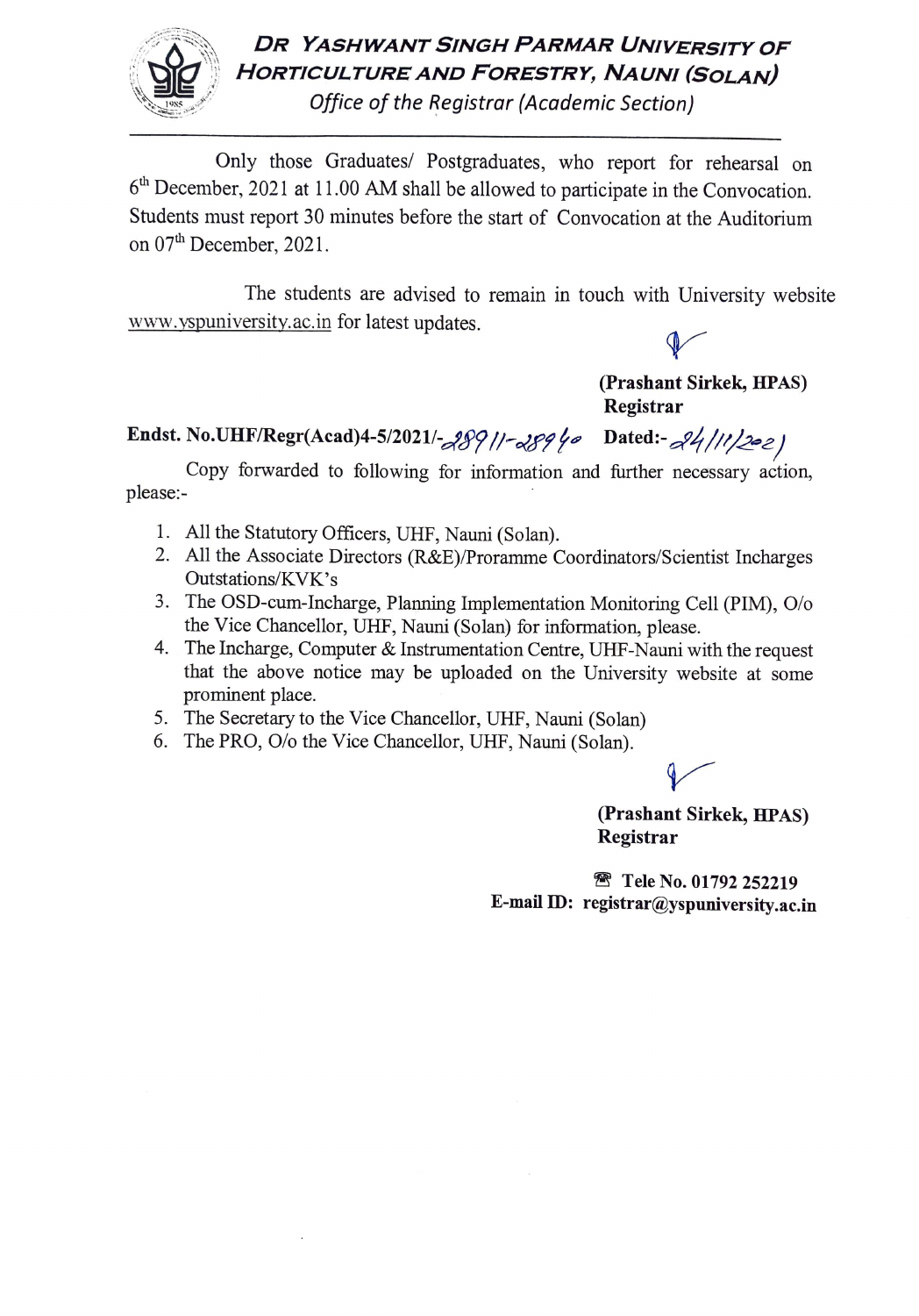# DR YASHWANT SINGH PARMAR UNIVERSITY OF HORTICULTURE AND FORESTRY, NAUNI (SOLAN)

*Office of the Registrar (Academic Section)*

Only those Graduates/ Postgraduates, who report for rehearsal on 6th December, 2021 at 11.00 AM shall be allowed to participate in the Convocation. Students must report 30 minutes before the start of Convocation at the Auditorium on 07th December, 2021.

The students are advised to remain in touch with University website www.yspuniversity.ac.in for latest updates.

**(Prashant Sirkek, HPAS)**
**Registrar**

**Endst. No.UHF/Regr(Acad)4-5/2021/-** 28911-28940 **Dated:-** 24/11/2021

Copy forwarded to following for information and further necessary action, please:-

1. All the Statutory Officers, UHF, Nauni (Solan).
2. All the Associate Directors (R&E)/Proramme Coordinators/Scientist Incharges Outstations/KVK's
3. The OSD-cum-Incharge, Planning Implementation Monitoring Cell (PIM), O/o the Vice Chancellor, UHF, Nauni (Solan) for information, please.
4. The Incharge, Computer & Instrumentation Centre, UHF-Nauni with the request that the above notice may be uploaded on the University website at some prominent place.
5. The Secretary to the Vice Chancellor, UHF, Nauni (Solan)
6. The PRO, O/o the Vice Chancellor, UHF, Nauni (Solan).

**(Prashant Sirkek, HPAS)**
**Registrar**

**Tele No. 01792 252219**
**E-mail ID: registrar@yspuniversity.ac.in**